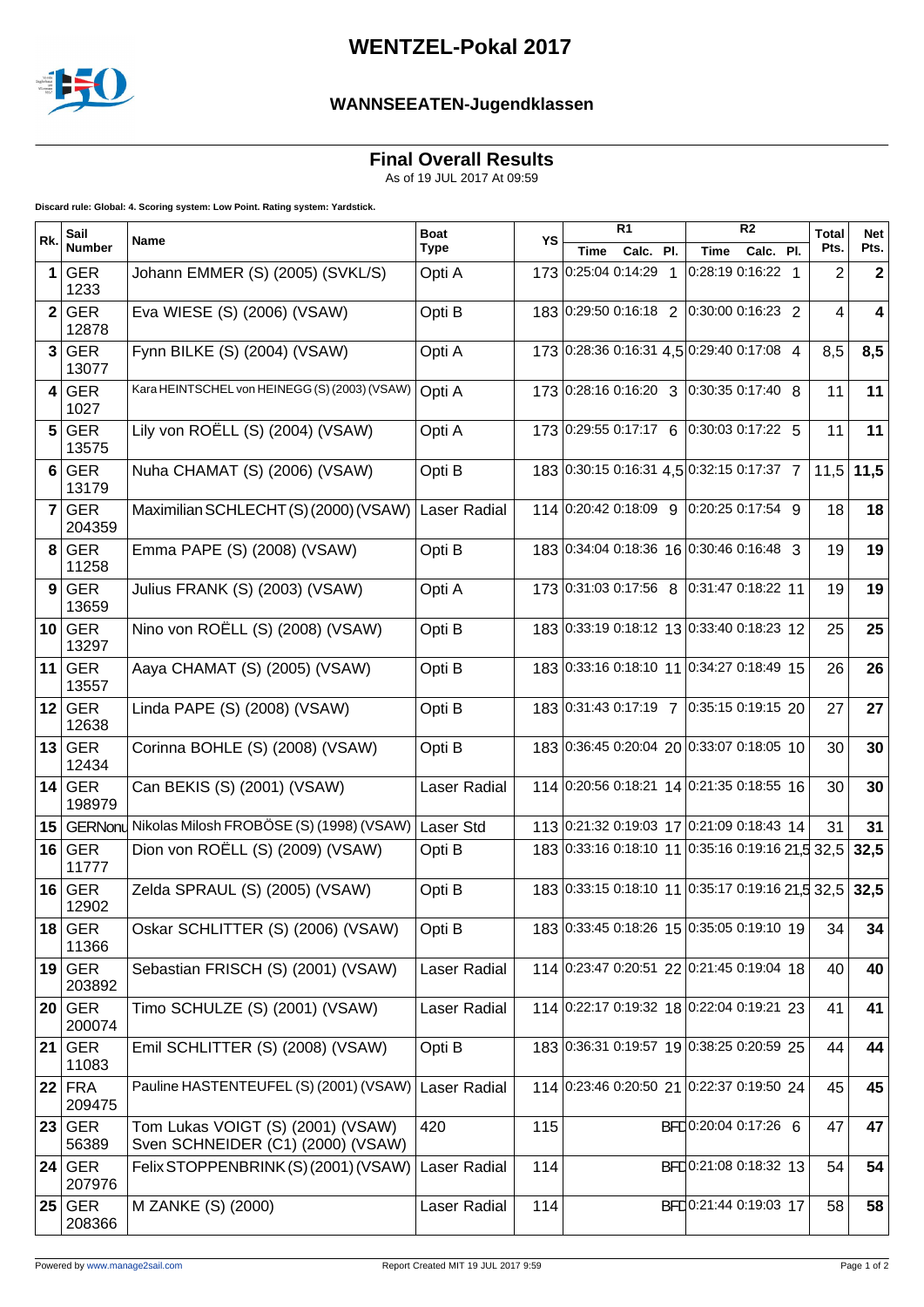# WENTZEL-Pokal 2017

## WANNSEEATEN-Jugendklassen

### Final Overall Results

As of 19 JUL 2017 At 09:59

**Discard rule: Global: 4. Scoring system: Low Point. Rating system: Yardstick.**

| Rk. | Sail Number | Name | Boat Type | YS | R1 | | | R2 | | | Total Pts. | Net Pts. |
|---|---|---|---|---|---|---|---|---|---|---|---|---|
| | | | | | Time | Calc. | Pl. | Time | Calc. | Pl. | | |
| **1** | GER 1233 | Johann EMMER (S) (2005) (SVKL/S) | Opti A | 173 | 0:25:04 | 0:14:29 | 1 | 0:28:19 | 0:16:22 | 1 | 2 | **2** |
| **2** | GER 12878 | Eva WIESE (S) (2006) (VSAW) | Opti B | 183 | 0:29:50 | 0:16:18 | 2 | 0:30:00 | 0:16:23 | 2 | 4 | **4** |
| **3** | GER 13077 | Fynn BILKE (S) (2004) (VSAW) | Opti A | 173 | 0:28:36 | 0:16:31 | 4,5 | 0:29:40 | 0:17:08 | 4 | 8,5 | **8,5** |
| **4** | GER 1027 | Kara HEINTSCHEL von HEINEGG (S) (2003) (VSAW) | Opti A | 173 | 0:28:16 | 0:16:20 | 3 | 0:30:35 | 0:17:40 | 8 | 11 | **11** |
| **5** | GER 13575 | Lily von ROËLL (S) (2004) (VSAW) | Opti A | 173 | 0:29:55 | 0:17:17 | 6 | 0:30:03 | 0:17:22 | 5 | 11 | **11** |
| **6** | GER 13179 | Nuha CHAMAT (S) (2006) (VSAW) | Opti B | 183 | 0:30:15 | 0:16:31 | 4,5 | 0:32:15 | 0:17:37 | 7 | 11,5 | **11,5** |
| **7** | GER 204359 | Maximilian SCHLECHT (S) (2000) (VSAW) | Laser Radial | 114 | 0:20:42 | 0:18:09 | 9 | 0:20:25 | 0:17:54 | 9 | 18 | **18** |
| **8** | GER 11258 | Emma PAPE (S) (2008) (VSAW) | Opti B | 183 | 0:34:04 | 0:18:36 | 16 | 0:30:46 | 0:16:48 | 3 | 19 | **19** |
| **9** | GER 13659 | Julius FRANK (S) (2003) (VSAW) | Opti A | 173 | 0:31:03 | 0:17:56 | 8 | 0:31:47 | 0:18:22 | 11 | 19 | **19** |
| **10** | GER 13297 | Nino von ROËLL (S) (2008) (VSAW) | Opti B | 183 | 0:33:19 | 0:18:12 | 13 | 0:33:40 | 0:18:23 | 12 | 25 | **25** |
| **11** | GER 13557 | Aaya CHAMAT (S) (2005) (VSAW) | Opti B | 183 | 0:33:16 | 0:18:10 | 11 | 0:34:27 | 0:18:49 | 15 | 26 | **26** |
| **12** | GER 12638 | Linda PAPE (S) (2008) (VSAW) | Opti B | 183 | 0:31:43 | 0:17:19 | 7 | 0:35:15 | 0:19:15 | 20 | 27 | **27** |
| **13** | GER 12434 | Corinna BOHLE (S) (2008) (VSAW) | Opti B | 183 | 0:36:45 | 0:20:04 | 20 | 0:33:07 | 0:18:05 | 10 | 30 | **30** |
| **14** | GER 198979 | Can BEKIS (S) (2001) (VSAW) | Laser Radial | 114 | 0:20:56 | 0:18:21 | 14 | 0:21:35 | 0:18:55 | 16 | 30 | **30** |
| **15** | GERNonu | Nikolas Milosh FROBÖSE (S) (1998) (VSAW) | Laser Std | 113 | 0:21:32 | 0:19:03 | 17 | 0:21:09 | 0:18:43 | 14 | 31 | **31** |
| **16** | GER 11777 | Dion von ROËLL (S) (2009) (VSAW) | Opti B | 183 | 0:33:16 | 0:18:10 | 11 | 0:35:16 | 0:19:16 | 21,5 | 32,5 | **32,5** |
| **16** | GER 12902 | Zelda SPRAUL (S) (2005) (VSAW) | Opti B | 183 | 0:33:15 | 0:18:10 | 11 | 0:35:17 | 0:19:16 | 21,5 | 32,5 | **32,5** |
| **18** | GER 11366 | Oskar SCHLITTER (S) (2006) (VSAW) | Opti B | 183 | 0:33:45 | 0:18:26 | 15 | 0:35:05 | 0:19:10 | 19 | 34 | **34** |
| **19** | GER 203892 | Sebastian FRISCH (S) (2001) (VSAW) | Laser Radial | 114 | 0:23:47 | 0:20:51 | 22 | 0:21:45 | 0:19:04 | 18 | 40 | **40** |
| **20** | GER 200074 | Timo SCHULZE (S) (2001) (VSAW) | Laser Radial | 114 | 0:22:17 | 0:19:32 | 18 | 0:22:04 | 0:19:21 | 23 | 41 | **41** |
| **21** | GER 11083 | Emil SCHLITTER (S) (2008) (VSAW) | Opti B | 183 | 0:36:31 | 0:19:57 | 19 | 0:38:25 | 0:20:59 | 25 | 44 | **44** |
| **22** | FRA 209475 | Pauline HASTENTEUFEL (S) (2001) (VSAW) | Laser Radial | 114 | 0:23:46 | 0:20:50 | 21 | 0:22:37 | 0:19:50 | 24 | 45 | **45** |
| **23** | GER 56389 | Tom Lukas VOIGT (S) (2001) (VSAW) Sven SCHNEIDER (C1) (2000) (VSAW) | 420 | 115 | | | BFD | 0:20:04 | 0:17:26 | 6 | 47 | **47** |
| **24** | GER 207976 | Felix STOPPENBRINK (S) (2001) (VSAW) | Laser Radial | 114 | | | BFD | 0:21:08 | 0:18:32 | 13 | 54 | **54** |
| **25** | GER 208366 | M ZANKE (S) (2000) | Laser Radial | 114 | | | BFD | 0:21:44 | 0:19:03 | 17 | 58 | **58** |

Powered by www.manage2sail.com — Report Created MIT 19 JUL 2017 9:59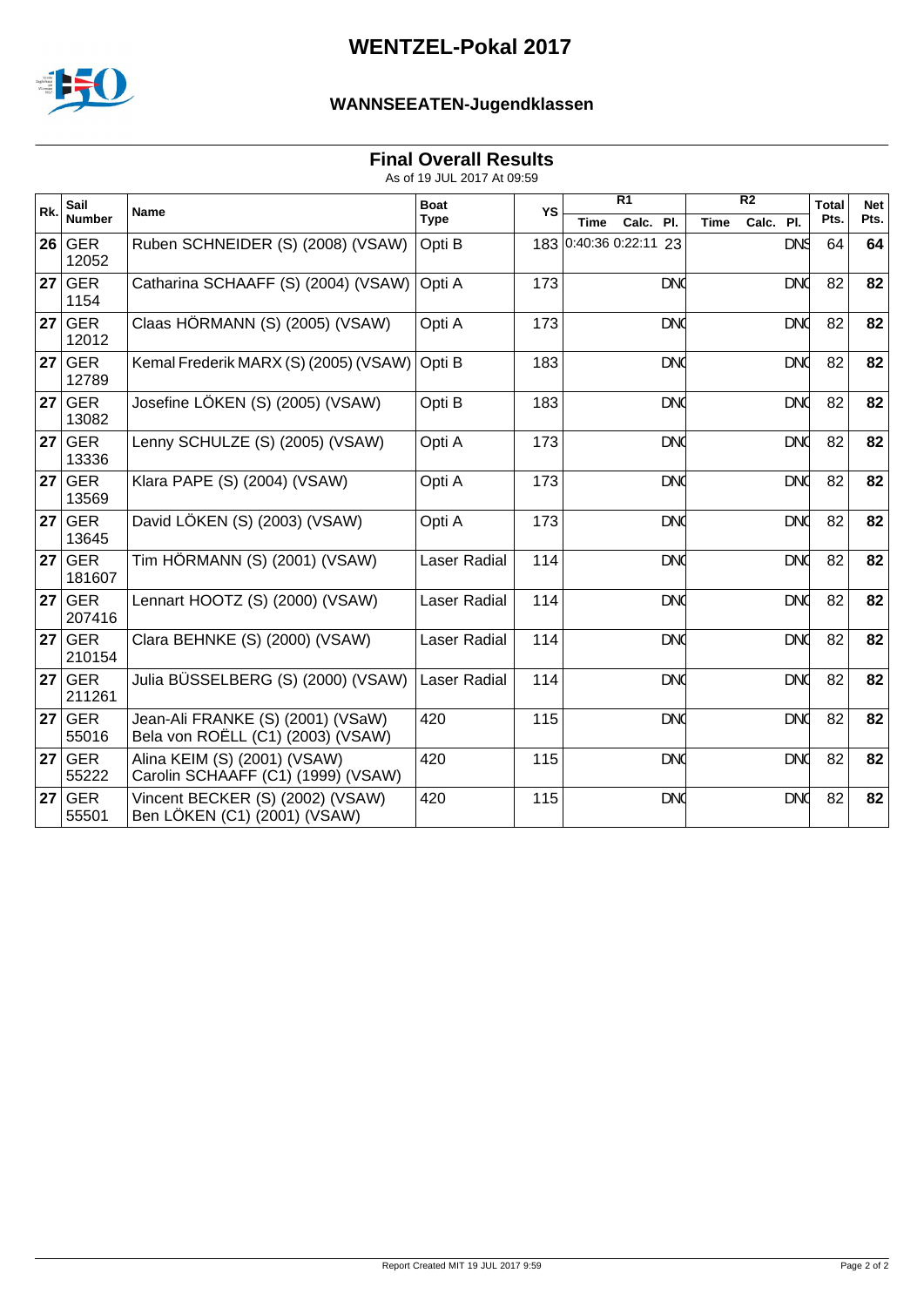# WENTZEL-Pokal 2017

## WANNSEEATEN-Jugendklassen

### Final Overall Results

As of 19 JUL 2017 At 09:59

| Rk. | Sail Number | Name | Boat Type | YS | R1 | | | R2 | | | Total Pts. | Net Pts. |
|---|---|---|---|---|---|---|---|---|---|---|---|---|
| | | | | | Time | Calc. | Pl. | Time | Calc. | Pl. | | |
| 26 | GER 12052 | Ruben SCHNEIDER (S) (2008) (VSAW) | Opti B | 183 | 0:40:36 | 0:22:11 | 23 | | | DNS | 64 | **64** |
| 27 | GER 1154 | Catharina SCHAAFF (S) (2004) (VSAW) | Opti A | 173 | | | DNC | | | DNC | 82 | **82** |
| 27 | GER 12012 | Claas HÖRMANN (S) (2005) (VSAW) | Opti A | 173 | | | DNC | | | DNC | 82 | **82** |
| 27 | GER 12789 | Kemal Frederik MARX (S) (2005) (VSAW) | Opti B | 183 | | | DNC | | | DNC | 82 | **82** |
| 27 | GER 13082 | Josefine LÖKEN (S) (2005) (VSAW) | Opti B | 183 | | | DNC | | | DNC | 82 | **82** |
| 27 | GER 13336 | Lenny SCHULZE (S) (2005) (VSAW) | Opti A | 173 | | | DNC | | | DNC | 82 | **82** |
| 27 | GER 13569 | Klara PAPE (S) (2004) (VSAW) | Opti A | 173 | | | DNC | | | DNC | 82 | **82** |
| 27 | GER 13645 | David LÖKEN (S) (2003) (VSAW) | Opti A | 173 | | | DNC | | | DNC | 82 | **82** |
| 27 | GER 181607 | Tim HÖRMANN (S) (2001) (VSAW) | Laser Radial | 114 | | | DNC | | | DNC | 82 | **82** |
| 27 | GER 207416 | Lennart HOOTZ (S) (2000) (VSAW) | Laser Radial | 114 | | | DNC | | | DNC | 82 | **82** |
| 27 | GER 210154 | Clara BEHNKE (S) (2000) (VSAW) | Laser Radial | 114 | | | DNC | | | DNC | 82 | **82** |
| 27 | GER 211261 | Julia BÜSSELBERG (S) (2000) (VSAW) | Laser Radial | 114 | | | DNC | | | DNC | 82 | **82** |
| 27 | GER 55016 | Jean-Ali FRANKE (S) (2001) (VSaW) Bela von ROËLL (C1) (2003) (VSAW) | 420 | 115 | | | DNC | | | DNC | 82 | **82** |
| 27 | GER 55222 | Alina KEIM (S) (2001) (VSAW) Carolin SCHAAFF (C1) (1999) (VSAW) | 420 | 115 | | | DNC | | | DNC | 82 | **82** |
| 27 | GER 55501 | Vincent BECKER (S) (2002) (VSAW) Ben LÖKEN (C1) (2001) (VSAW) | 420 | 115 | | | DNC | | | DNC | 82 | **82** |

Report Created MIT 19 JUL 2017 9:59